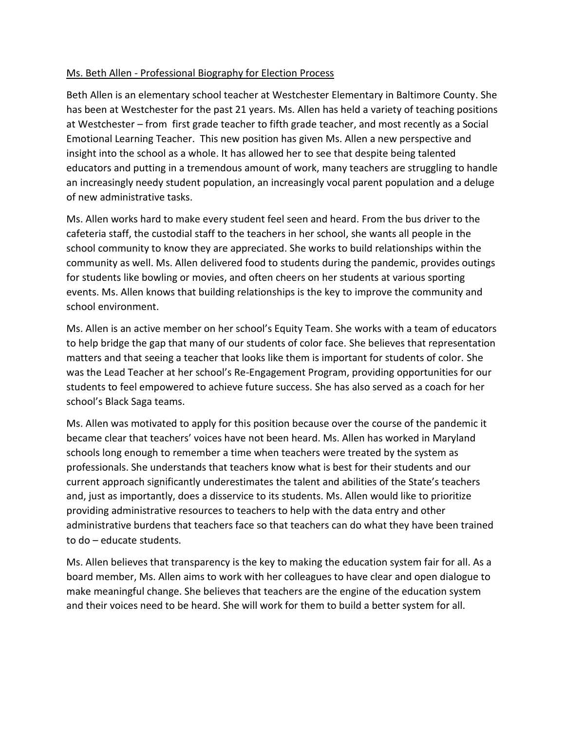<u>Ms. Beth Allen - Professional Biography for Election Process</u>

Beth Allen is an elementary school teacher at Westchester Elementary in Baltimore County. She has been at Westchester for the past 21 years. Ms. Allen has held a variety of teaching positions at Westchester – from first grade teacher to fifth grade teacher, and most recently as a Social Emotional Learning Teacher. This new position has given Ms. Allen a new perspective and insight into the school as a whole. It has allowed her to see that despite being talented educators and putting in a tremendous amount of work, many teachers are struggling to handle an increasingly needy student population, an increasingly vocal parent population and a deluge of new administrative tasks.

Ms. Allen works hard to make every student feel seen and heard. From the bus driver to the cafeteria staff, the custodial staff to the teachers in her school, she wants all people in the school community to know they are appreciated. She works to build relationships within the community as well. Ms. Allen delivered food to students during the pandemic, provides outings for students like bowling or movies, and often cheers on her students at various sporting events. Ms. Allen knows that building relationships is the key to improve the community and school environment.

Ms. Allen is an active member on her school's Equity Team. She works with a team of educators to help bridge the gap that many of our students of color face. She believes that representation matters and that seeing a teacher that looks like them is important for students of color. She was the Lead Teacher at her school's Re-Engagement Program, providing opportunities for our students to feel empowered to achieve future success. She has also served as a coach for her school's Black Saga teams.

Ms. Allen was motivated to apply for this position because over the course of the pandemic it became clear that teachers' voices have not been heard. Ms. Allen has worked in Maryland schools long enough to remember a time when teachers were treated by the system as professionals. She understands that teachers know what is best for their students and our current approach significantly underestimates the talent and abilities of the State's teachers and, just as importantly, does a disservice to its students. Ms. Allen would like to prioritize providing administrative resources to teachers to help with the data entry and other administrative burdens that teachers face so that teachers can do what they have been trained to do – educate students.

Ms. Allen believes that transparency is the key to making the education system fair for all. As a board member, Ms. Allen aims to work with her colleagues to have clear and open dialogue to make meaningful change. She believes that teachers are the engine of the education system and their voices need to be heard. She will work for them to build a better system for all.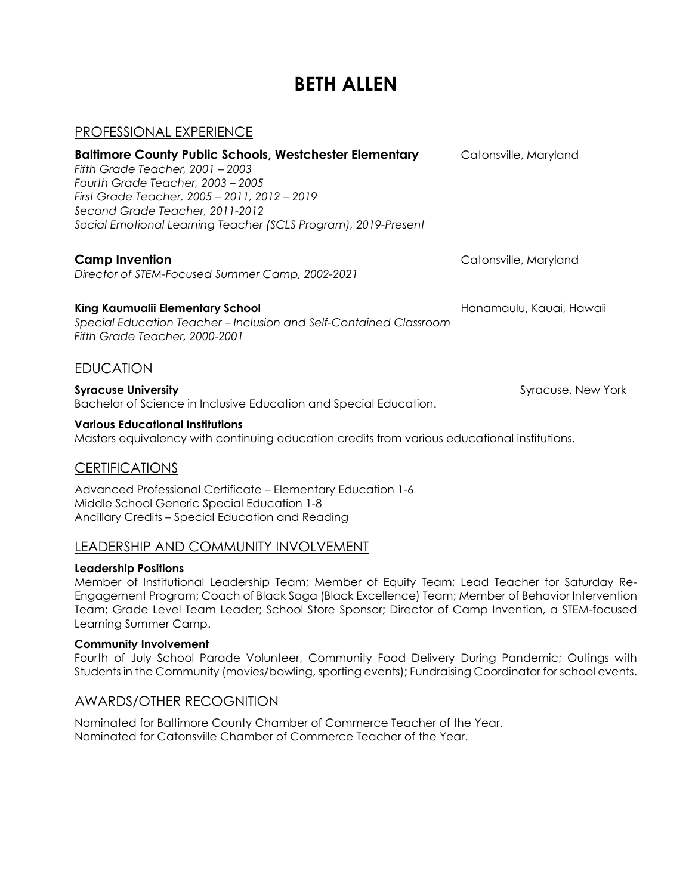# BETH ALLEN

## PROFESSIONAL EXPERIENCE

**Baltimore County Public Schools, Westchester Elementary** — Catonsville, Maryland
*Fifth Grade Teacher, 2001 – 2003*
*Fourth Grade Teacher, 2003 – 2005*
*First Grade Teacher, 2005 – 2011, 2012 – 2019*
*Second Grade Teacher, 2011-2012*
*Social Emotional Learning Teacher (SCLS Program), 2019-Present*

**Camp Invention** — Catonsville, Maryland
*Director of STEM-Focused Summer Camp, 2002-2021*

**King Kaumualii Elementary School** — Hanamaulu, Kauai, Hawaii
*Special Education Teacher – Inclusion and Self-Contained Classroom*
*Fifth Grade Teacher, 2000-2001*

## EDUCATION

**Syracuse University** — Syracuse, New York
Bachelor of Science in Inclusive Education and Special Education.

**Various Educational Institutions**
Masters equivalency with continuing education credits from various educational institutions.

## CERTIFICATIONS

Advanced Professional Certificate – Elementary Education 1-6
Middle School Generic Special Education 1-8
Ancillary Credits – Special Education and Reading

## LEADERSHIP AND COMMUNITY INVOLVEMENT

**Leadership Positions**
Member of Institutional Leadership Team; Member of Equity Team; Lead Teacher for Saturday Re-Engagement Program; Coach of Black Saga (Black Excellence) Team; Member of Behavior Intervention Team; Grade Level Team Leader; School Store Sponsor; Director of Camp Invention, a STEM-focused Learning Summer Camp.

**Community Involvement**
Fourth of July School Parade Volunteer, Community Food Delivery During Pandemic; Outings with Students in the Community (movies/bowling, sporting events); Fundraising Coordinator for school events.

## AWARDS/OTHER RECOGNITION

Nominated for Baltimore County Chamber of Commerce Teacher of the Year.
Nominated for Catonsville Chamber of Commerce Teacher of the Year.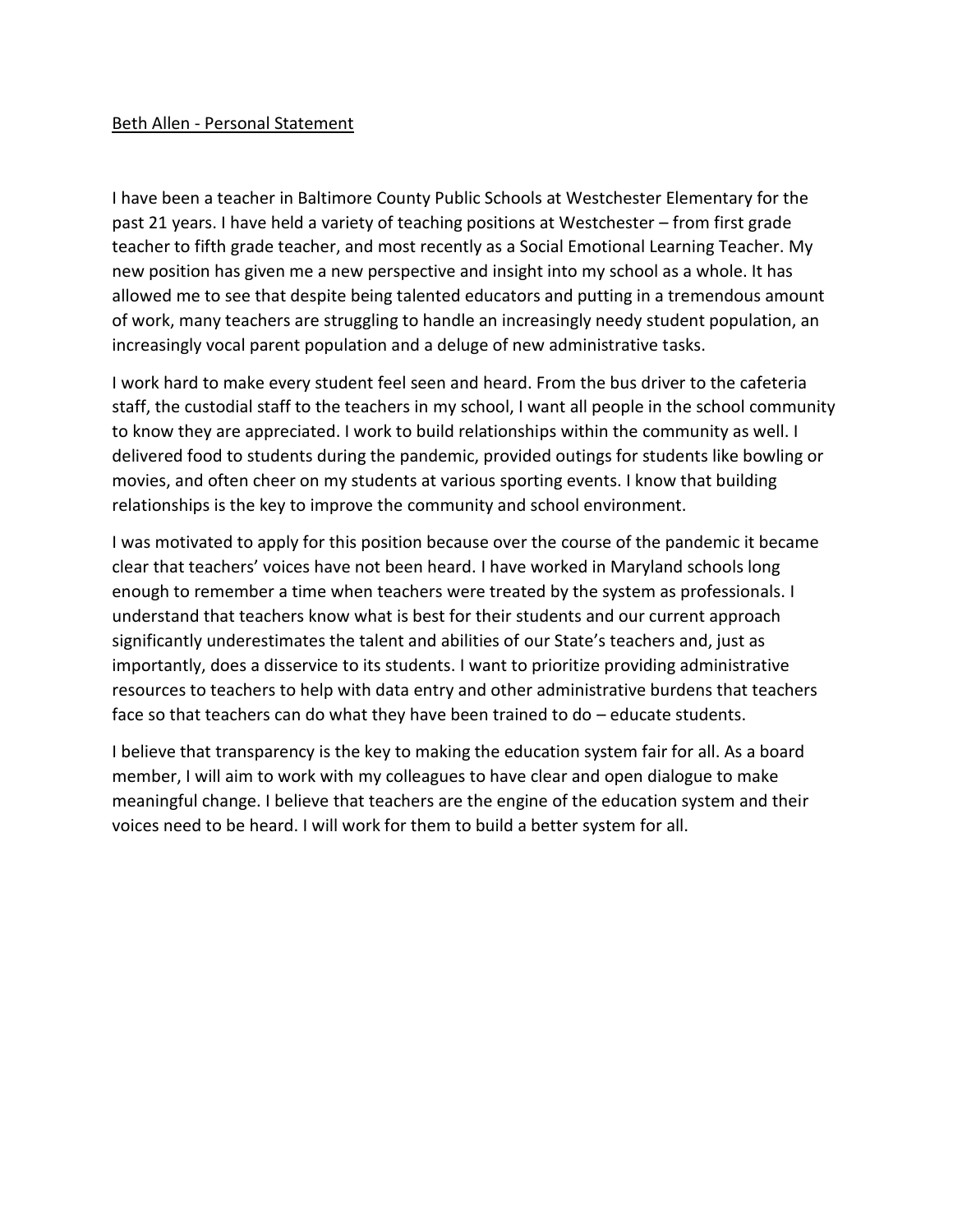Beth Allen - Personal Statement

I have been a teacher in Baltimore County Public Schools at Westchester Elementary for the past 21 years. I have held a variety of teaching positions at Westchester – from first grade teacher to fifth grade teacher, and most recently as a Social Emotional Learning Teacher. My new position has given me a new perspective and insight into my school as a whole. It has allowed me to see that despite being talented educators and putting in a tremendous amount of work, many teachers are struggling to handle an increasingly needy student population, an increasingly vocal parent population and a deluge of new administrative tasks.

I work hard to make every student feel seen and heard. From the bus driver to the cafeteria staff, the custodial staff to the teachers in my school, I want all people in the school community to know they are appreciated. I work to build relationships within the community as well. I delivered food to students during the pandemic, provided outings for students like bowling or movies, and often cheer on my students at various sporting events. I know that building relationships is the key to improve the community and school environment.

I was motivated to apply for this position because over the course of the pandemic it became clear that teachers' voices have not been heard. I have worked in Maryland schools long enough to remember a time when teachers were treated by the system as professionals. I understand that teachers know what is best for their students and our current approach significantly underestimates the talent and abilities of our State's teachers and, just as importantly, does a disservice to its students. I want to prioritize providing administrative resources to teachers to help with data entry and other administrative burdens that teachers face so that teachers can do what they have been trained to do – educate students.

I believe that transparency is the key to making the education system fair for all. As a board member, I will aim to work with my colleagues to have clear and open dialogue to make meaningful change. I believe that teachers are the engine of the education system and their voices need to be heard. I will work for them to build a better system for all.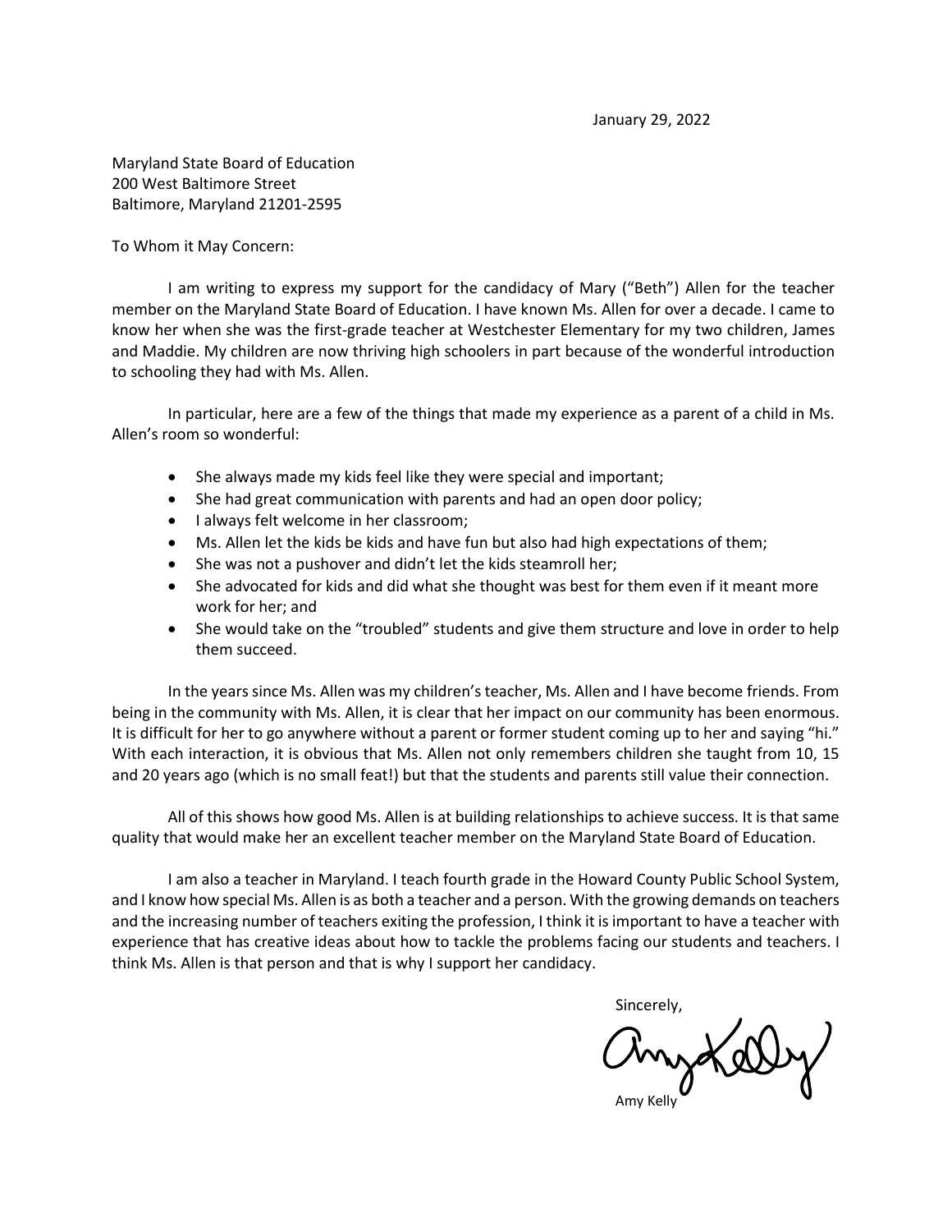January 29, 2022

Maryland State Board of Education
200 West Baltimore Street
Baltimore, Maryland 21201-2595

To Whom it May Concern:

I am writing to express my support for the candidacy of Mary ("Beth") Allen for the teacher member on the Maryland State Board of Education. I have known Ms. Allen for over a decade. I came to know her when she was the first-grade teacher at Westchester Elementary for my two children, James and Maddie. My children are now thriving high schoolers in part because of the wonderful introduction to schooling they had with Ms. Allen.

In particular, here are a few of the things that made my experience as a parent of a child in Ms. Allen's room so wonderful:

- She always made my kids feel like they were special and important;
- She had great communication with parents and had an open door policy;
- I always felt welcome in her classroom;
- Ms. Allen let the kids be kids and have fun but also had high expectations of them;
- She was not a pushover and didn't let the kids steamroll her;
- She advocated for kids and did what she thought was best for them even if it meant more work for her; and
- She would take on the "troubled" students and give them structure and love in order to help them succeed.

In the years since Ms. Allen was my children's teacher, Ms. Allen and I have become friends. From being in the community with Ms. Allen, it is clear that her impact on our community has been enormous. It is difficult for her to go anywhere without a parent or former student coming up to her and saying "hi." With each interaction, it is obvious that Ms. Allen not only remembers children she taught from 10, 15 and 20 years ago (which is no small feat!) but that the students and parents still value their connection.

All of this shows how good Ms. Allen is at building relationships to achieve success. It is that same quality that would make her an excellent teacher member on the Maryland State Board of Education.

I am also a teacher in Maryland. I teach fourth grade in the Howard County Public School System, and I know how special Ms. Allen is as both a teacher and a person. With the growing demands on teachers and the increasing number of teachers exiting the profession, I think it is important to have a teacher with experience that has creative ideas about how to tackle the problems facing our students and teachers. I think Ms. Allen is that person and that is why I support her candidacy.

Sincerely,

Amy Kelly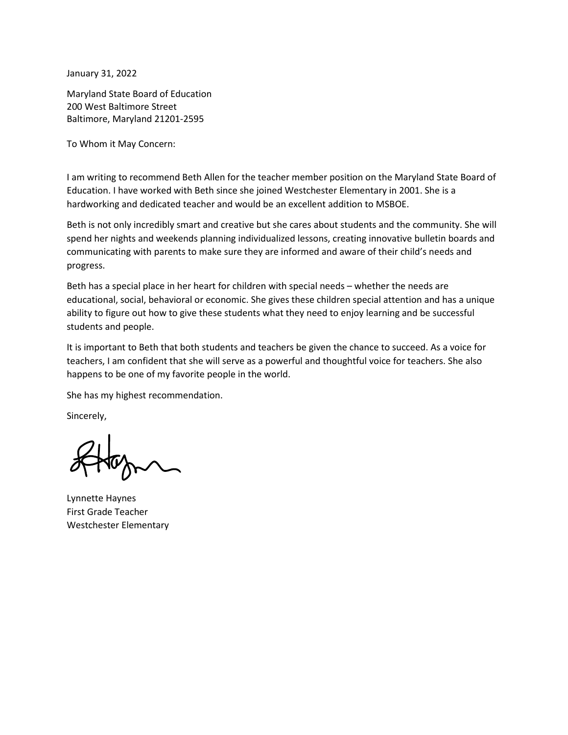January 31, 2022

Maryland State Board of Education
200 West Baltimore Street
Baltimore, Maryland 21201-2595

To Whom it May Concern:

I am writing to recommend Beth Allen for the teacher member position on the Maryland State Board of Education. I have worked with Beth since she joined Westchester Elementary in 2001. She is a hardworking and dedicated teacher and would be an excellent addition to MSBOE.

Beth is not only incredibly smart and creative but she cares about students and the community. She will spend her nights and weekends planning individualized lessons, creating innovative bulletin boards and communicating with parents to make sure they are informed and aware of their child's needs and progress.

Beth has a special place in her heart for children with special needs – whether the needs are educational, social, behavioral or economic. She gives these children special attention and has a unique ability to figure out how to give these students what they need to enjoy learning and be successful students and people.

It is important to Beth that both students and teachers be given the chance to succeed. As a voice for teachers, I am confident that she will serve as a powerful and thoughtful voice for teachers. She also happens to be one of my favorite people in the world.

She has my highest recommendation.

Sincerely,

Lynnette Haynes
First Grade Teacher
Westchester Elementary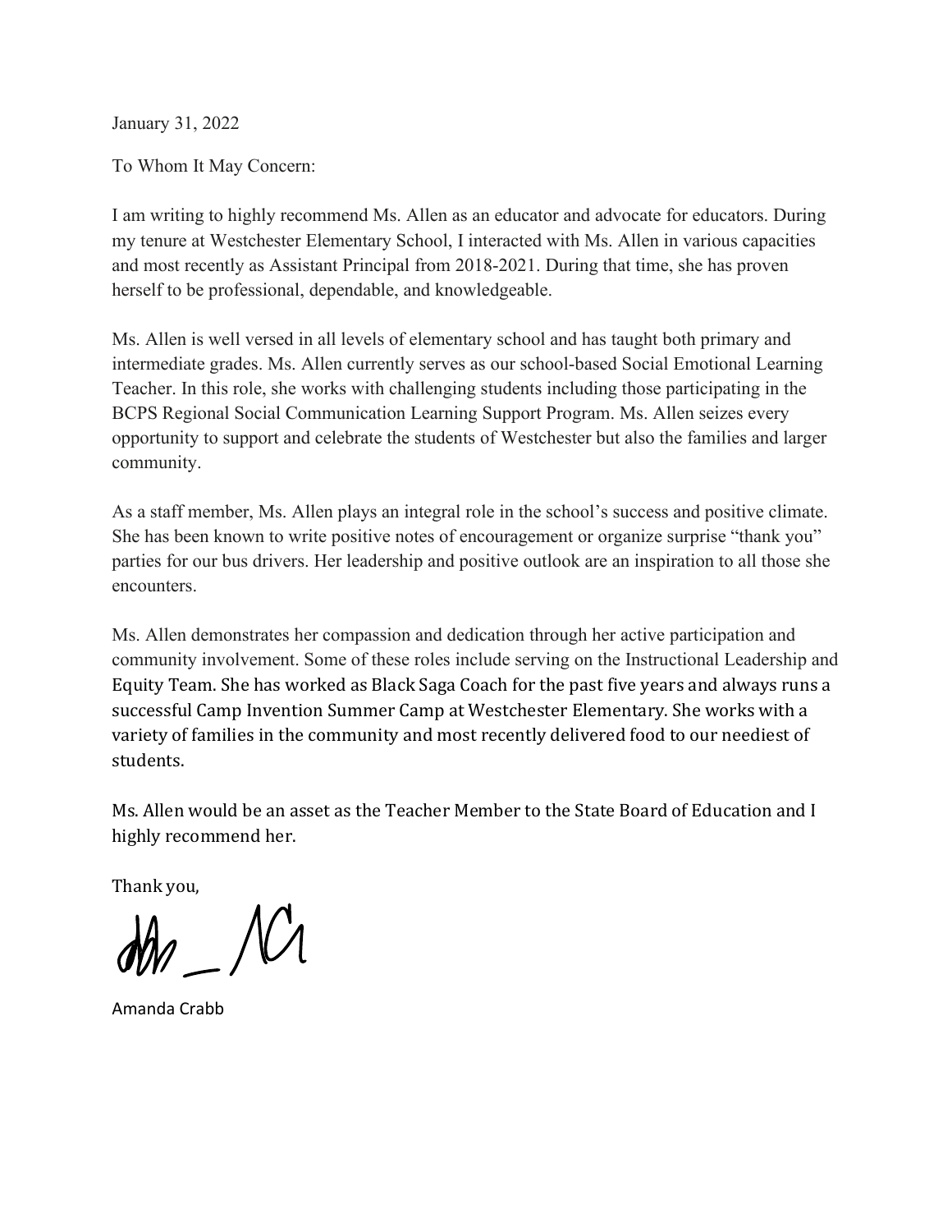January 31, 2022

To Whom It May Concern:

I am writing to highly recommend Ms. Allen as an educator and advocate for educators. During my tenure at Westchester Elementary School, I interacted with Ms. Allen in various capacities and most recently as Assistant Principal from 2018-2021. During that time, she has proven herself to be professional, dependable, and knowledgeable.

Ms. Allen is well versed in all levels of elementary school and has taught both primary and intermediate grades. Ms. Allen currently serves as our school-based Social Emotional Learning Teacher. In this role, she works with challenging students including those participating in the BCPS Regional Social Communication Learning Support Program. Ms. Allen seizes every opportunity to support and celebrate the students of Westchester but also the families and larger community.

As a staff member, Ms. Allen plays an integral role in the school's success and positive climate. She has been known to write positive notes of encouragement or organize surprise "thank you" parties for our bus drivers. Her leadership and positive outlook are an inspiration to all those she encounters.

Ms. Allen demonstrates her compassion and dedication through her active participation and community involvement. Some of these roles include serving on the Instructional Leadership and Equity Team. She has worked as Black Saga Coach for the past five years and always runs a successful Camp Invention Summer Camp at Westchester Elementary. She works with a variety of families in the community and most recently delivered food to our neediest of students.

Ms. Allen would be an asset as the Teacher Member to the State Board of Education and I highly recommend her.

Thank you,

Amanda Crabb